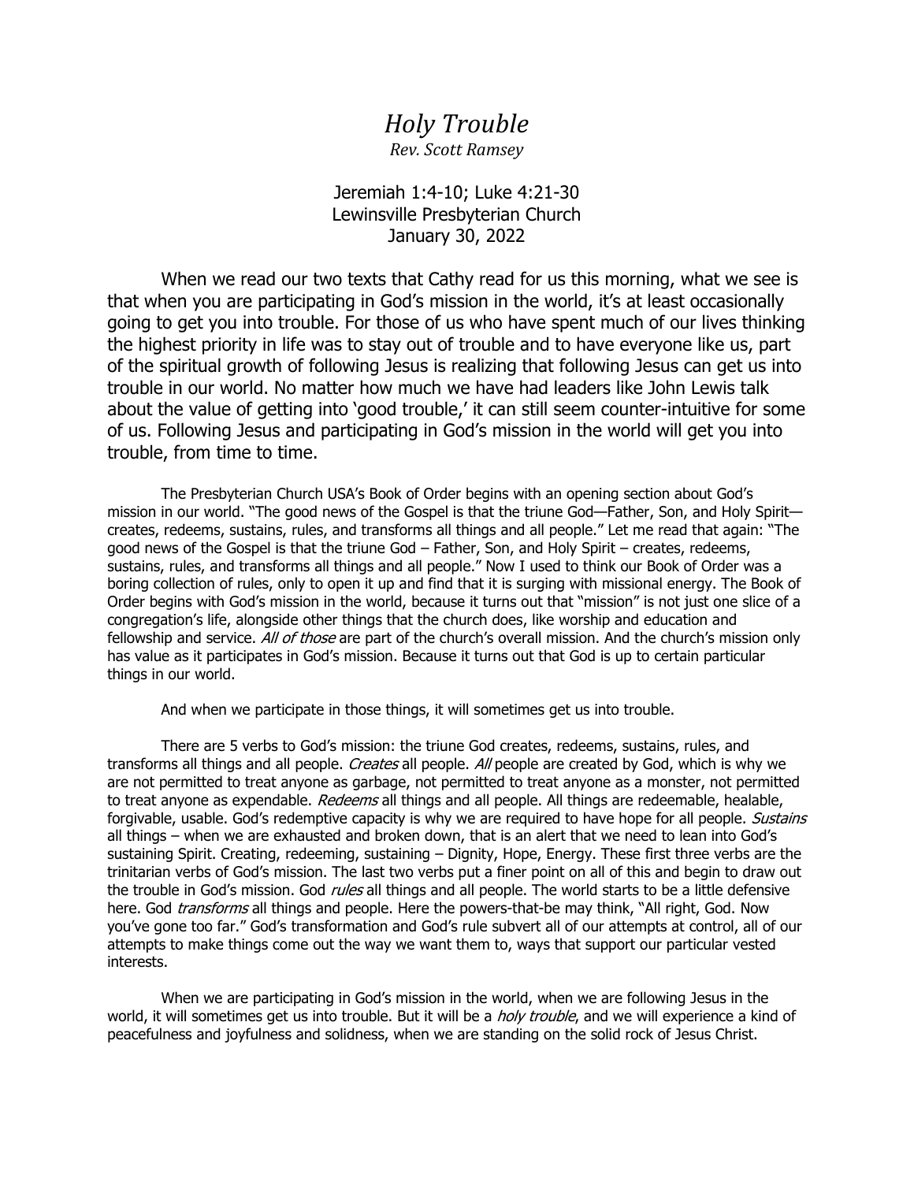# *Holy Trouble*

*Rev. Scott Ramsey*

Jeremiah 1:4-10; Luke 4:21-30
Lewinsville Presbyterian Church
January 30, 2022

When we read our two texts that Cathy read for us this morning, what we see is that when you are participating in God's mission in the world, it's at least occasionally going to get you into trouble. For those of us who have spent much of our lives thinking the highest priority in life was to stay out of trouble and to have everyone like us, part of the spiritual growth of following Jesus is realizing that following Jesus can get us into trouble in our world. No matter how much we have had leaders like John Lewis talk about the value of getting into 'good trouble,' it can still seem counter-intuitive for some of us. Following Jesus and participating in God's mission in the world will get you into trouble, from time to time.

The Presbyterian Church USA's Book of Order begins with an opening section about God's mission in our world. "The good news of the Gospel is that the triune God—Father, Son, and Holy Spirit—creates, redeems, sustains, rules, and transforms all things and all people." Let me read that again: "The good news of the Gospel is that the triune God – Father, Son, and Holy Spirit – creates, redeems, sustains, rules, and transforms all things and all people." Now I used to think our Book of Order was a boring collection of rules, only to open it up and find that it is surging with missional energy. The Book of Order begins with God's mission in the world, because it turns out that "mission" is not just one slice of a congregation's life, alongside other things that the church does, like worship and education and fellowship and service. *All of those* are part of the church's overall mission. And the church's mission only has value as it participates in God's mission. Because it turns out that God is up to certain particular things in our world.

And when we participate in those things, it will sometimes get us into trouble.

There are 5 verbs to God's mission: the triune God creates, redeems, sustains, rules, and transforms all things and all people. *Creates* all people. *All* people are created by God, which is why we are not permitted to treat anyone as garbage, not permitted to treat anyone as a monster, not permitted to treat anyone as expendable. *Redeems* all things and all people. All things are redeemable, healable, forgivable, usable. God's redemptive capacity is why we are required to have hope for all people. *Sustains* all things – when we are exhausted and broken down, that is an alert that we need to lean into God's sustaining Spirit. Creating, redeeming, sustaining – Dignity, Hope, Energy. These first three verbs are the trinitarian verbs of God's mission. The last two verbs put a finer point on all of this and begin to draw out the trouble in God's mission. God *rules* all things and all people. The world starts to be a little defensive here. God *transforms* all things and people. Here the powers-that-be may think, "All right, God. Now you've gone too far." God's transformation and God's rule subvert all of our attempts at control, all of our attempts to make things come out the way we want them to, ways that support our particular vested interests.

When we are participating in God's mission in the world, when we are following Jesus in the world, it will sometimes get us into trouble. But it will be a *holy trouble*, and we will experience a kind of peacefulness and joyfulness and solidness, when we are standing on the solid rock of Jesus Christ.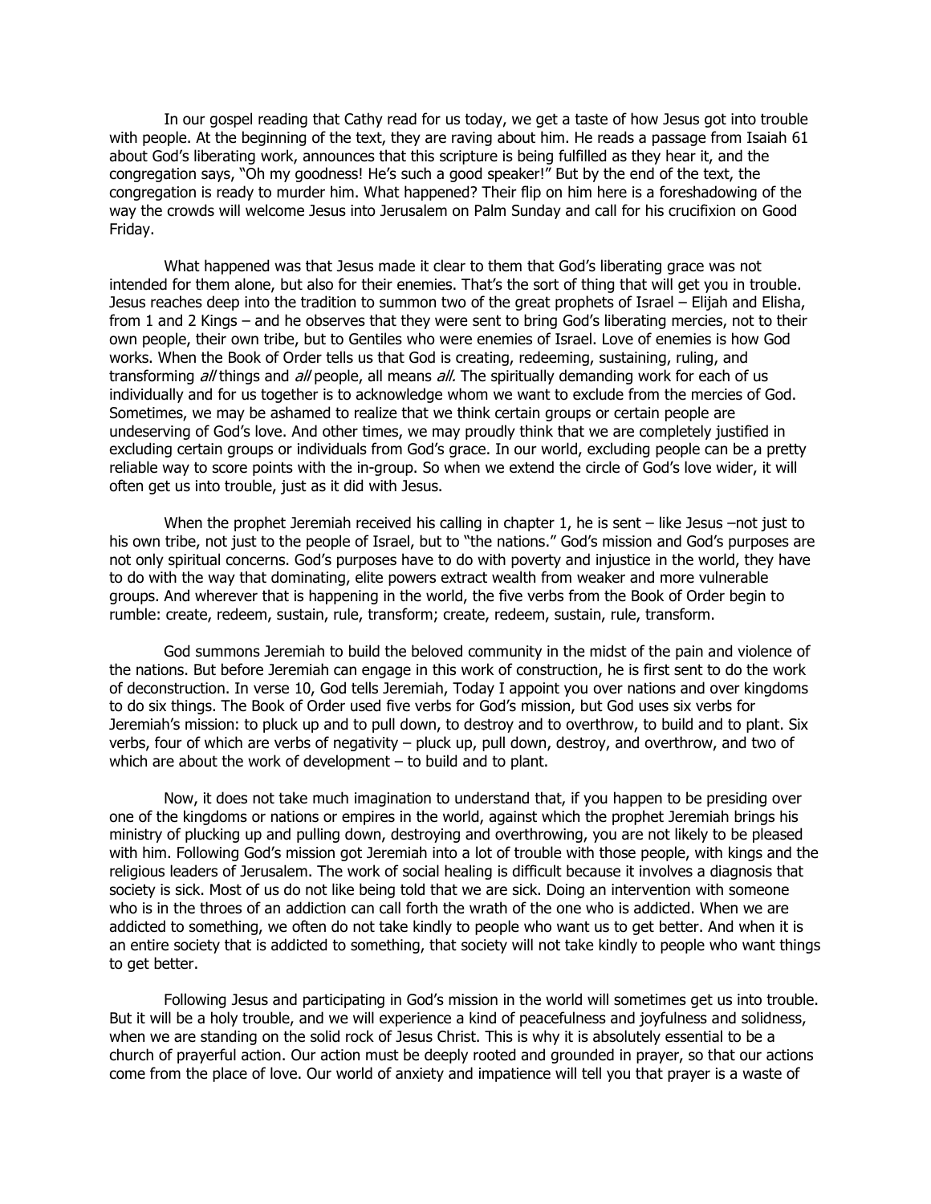In our gospel reading that Cathy read for us today, we get a taste of how Jesus got into trouble with people. At the beginning of the text, they are raving about him. He reads a passage from Isaiah 61 about God's liberating work, announces that this scripture is being fulfilled as they hear it, and the congregation says, "Oh my goodness! He's such a good speaker!" But by the end of the text, the congregation is ready to murder him. What happened? Their flip on him here is a foreshadowing of the way the crowds will welcome Jesus into Jerusalem on Palm Sunday and call for his crucifixion on Good Friday.

What happened was that Jesus made it clear to them that God's liberating grace was not intended for them alone, but also for their enemies. That's the sort of thing that will get you in trouble. Jesus reaches deep into the tradition to summon two of the great prophets of Israel – Elijah and Elisha, from 1 and 2 Kings – and he observes that they were sent to bring God's liberating mercies, not to their own people, their own tribe, but to Gentiles who were enemies of Israel. Love of enemies is how God works. When the Book of Order tells us that God is creating, redeeming, sustaining, ruling, and transforming *all* things and *all* people, all means *all*. The spiritually demanding work for each of us individually and for us together is to acknowledge whom we want to exclude from the mercies of God. Sometimes, we may be ashamed to realize that we think certain groups or certain people are undeserving of God's love. And other times, we may proudly think that we are completely justified in excluding certain groups or individuals from God's grace. In our world, excluding people can be a pretty reliable way to score points with the in-group. So when we extend the circle of God's love wider, it will often get us into trouble, just as it did with Jesus.

When the prophet Jeremiah received his calling in chapter 1, he is sent – like Jesus –not just to his own tribe, not just to the people of Israel, but to "the nations." God's mission and God's purposes are not only spiritual concerns. God's purposes have to do with poverty and injustice in the world, they have to do with the way that dominating, elite powers extract wealth from weaker and more vulnerable groups. And wherever that is happening in the world, the five verbs from the Book of Order begin to rumble: create, redeem, sustain, rule, transform; create, redeem, sustain, rule, transform.

God summons Jeremiah to build the beloved community in the midst of the pain and violence of the nations. But before Jeremiah can engage in this work of construction, he is first sent to do the work of deconstruction. In verse 10, God tells Jeremiah, Today I appoint you over nations and over kingdoms to do six things. The Book of Order used five verbs for God's mission, but God uses six verbs for Jeremiah's mission: to pluck up and to pull down, to destroy and to overthrow, to build and to plant. Six verbs, four of which are verbs of negativity – pluck up, pull down, destroy, and overthrow, and two of which are about the work of development – to build and to plant.

Now, it does not take much imagination to understand that, if you happen to be presiding over one of the kingdoms or nations or empires in the world, against which the prophet Jeremiah brings his ministry of plucking up and pulling down, destroying and overthrowing, you are not likely to be pleased with him. Following God's mission got Jeremiah into a lot of trouble with those people, with kings and the religious leaders of Jerusalem. The work of social healing is difficult because it involves a diagnosis that society is sick. Most of us do not like being told that we are sick. Doing an intervention with someone who is in the throes of an addiction can call forth the wrath of the one who is addicted. When we are addicted to something, we often do not take kindly to people who want us to get better. And when it is an entire society that is addicted to something, that society will not take kindly to people who want things to get better.

Following Jesus and participating in God's mission in the world will sometimes get us into trouble. But it will be a holy trouble, and we will experience a kind of peacefulness and joyfulness and solidness, when we are standing on the solid rock of Jesus Christ. This is why it is absolutely essential to be a church of prayerful action. Our action must be deeply rooted and grounded in prayer, so that our actions come from the place of love. Our world of anxiety and impatience will tell you that prayer is a waste of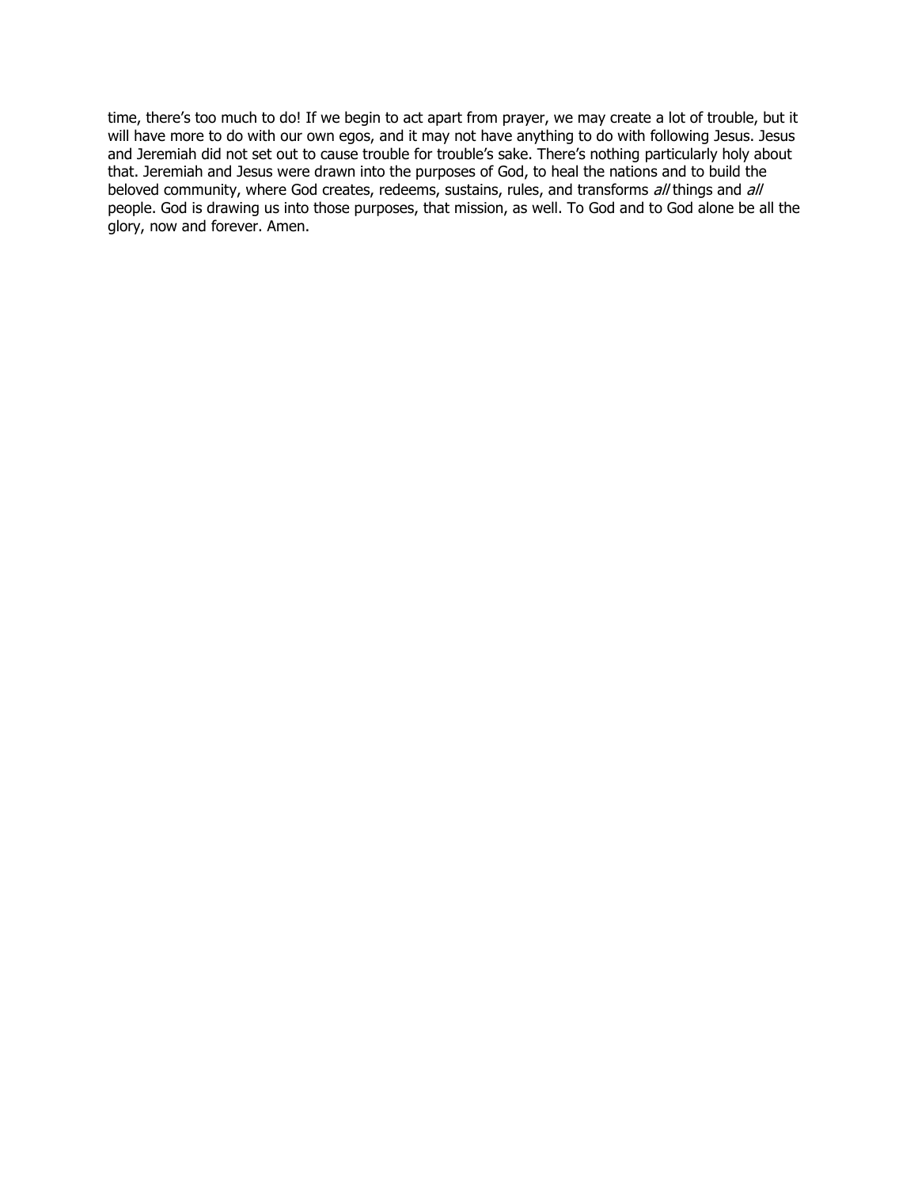time, there's too much to do! If we begin to act apart from prayer, we may create a lot of trouble, but it will have more to do with our own egos, and it may not have anything to do with following Jesus. Jesus and Jeremiah did not set out to cause trouble for trouble's sake. There's nothing particularly holy about that. Jeremiah and Jesus were drawn into the purposes of God, to heal the nations and to build the beloved community, where God creates, redeems, sustains, rules, and transforms *all* things and *all* people. God is drawing us into those purposes, that mission, as well. To God and to God alone be all the glory, now and forever. Amen.